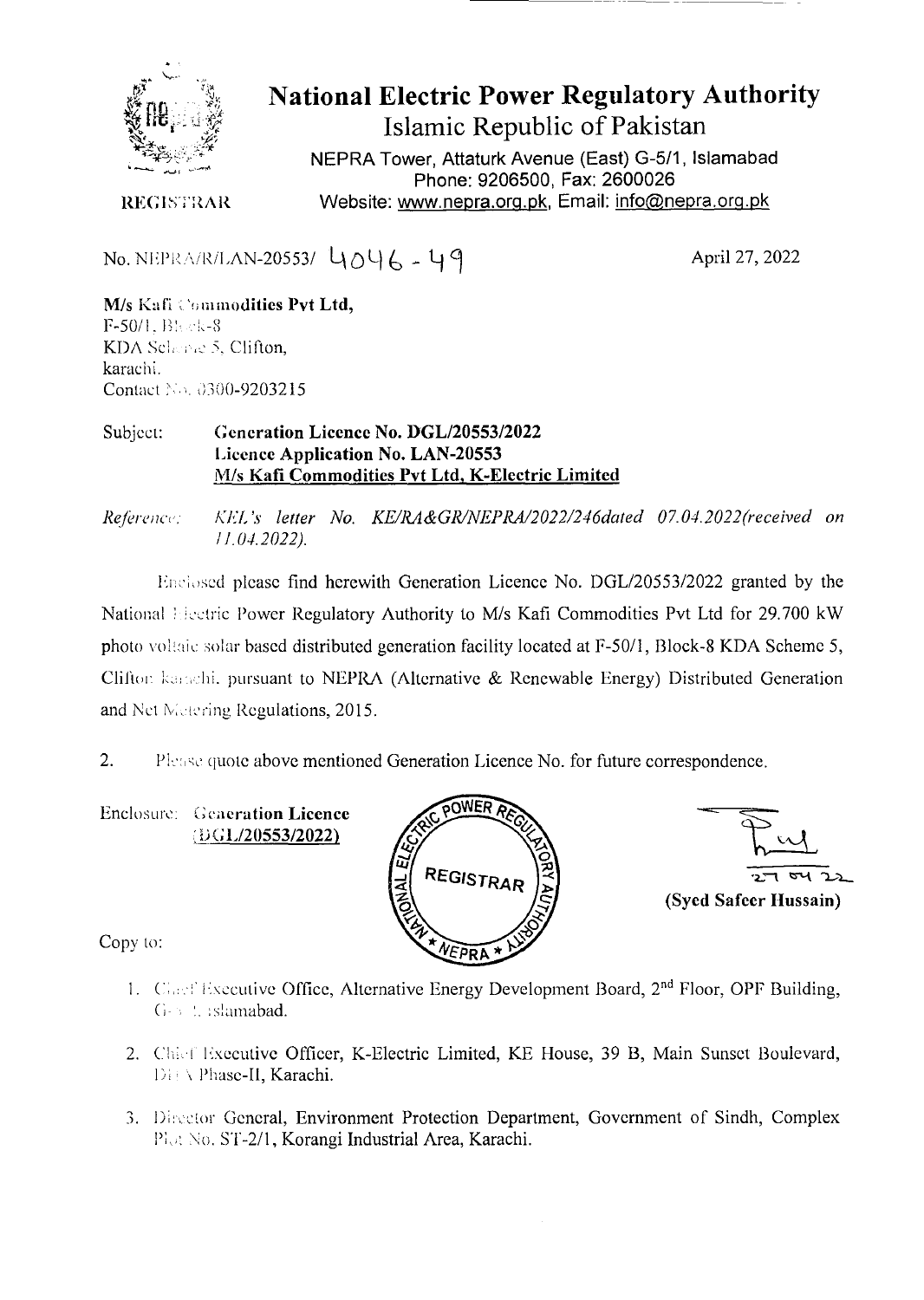# National Electric Power Regulatory Authority

## Islamic Republic of Pakistan

NEPRA Tower, Attaturk Avenue (East) G-5/1, Islamabad
Phone: 9206500, Fax: 2600026
Website: www.nepra.org.pk, Email: info@nepra.org.pk

REGISTRAR

No. NEPRA/R/LAN-20553/ 4046 - 49

April 27, 2022

**M/s Kafi Commodities Pvt Ltd,**
F-50/1, Block-8
KDA Scheme 5, Clifton,
karachi.
Contact No. 0300-9203215

Subject: **Generation Licence No. DGL/20553/2022**
**Licence Application No. LAN-20553**
**<u>M/s Kafi Commodities Pvt Ltd, K-Electric Limited</u>**

*Reference: KEL's letter No. KE/RA&GR/NEPRA/2022/246dated 07.04.2022(received on 11.04.2022).*

Enclosed please find herewith Generation Licence No. DGL/20553/2022 granted by the National Electric Power Regulatory Authority to M/s Kafi Commodities Pvt Ltd for 29.700 kW photo voltaic solar based distributed generation facility located at F-50/1, Block-8 KDA Scheme 5, Clifton karachi. pursuant to NEPRA (Alternative & Renewable Energy) Distributed Generation and Net Metering Regulations, 2015.

2. Please quote above mentioned Generation Licence No. for future correspondence.

Enclosure: **Generation Licence**
**<u>(DGL/20553/2022)</u>**

27 04 22
**(Syed Safeer Hussain)**

Copy to:

1. Chief Executive Office, Alternative Energy Development Board, 2nd Floor, OPF Building, G-5/2, Islamabad.
2. Chief Executive Officer, K-Electric Limited, KE House, 39 B, Main Sunset Boulevard, DHA Phase-II, Karachi.
3. Director General, Environment Protection Department, Government of Sindh, Complex Plot No. ST-2/1, Korangi Industrial Area, Karachi.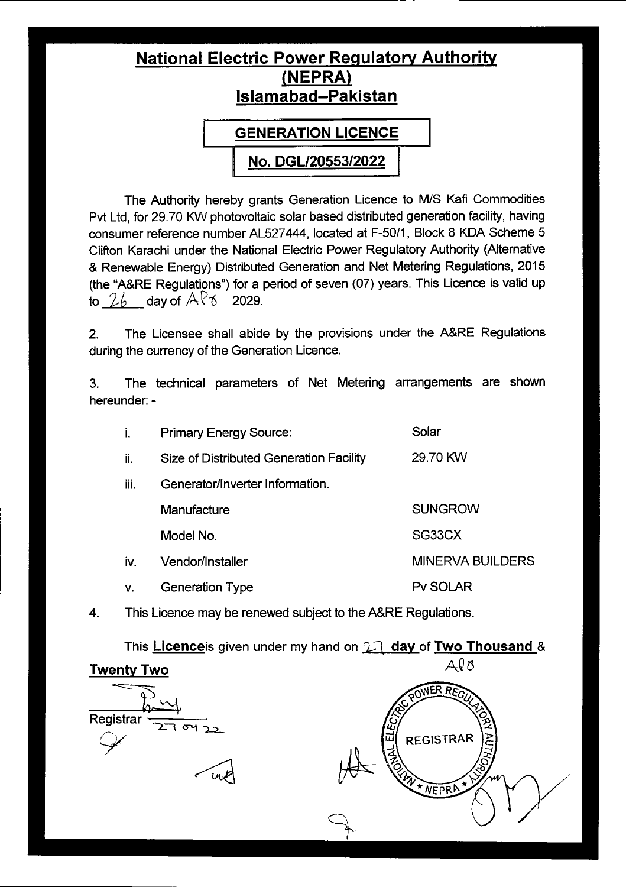# National Electric Power Regulatory Authority (NEPRA) Islamabad–Pakistan

## GENERATION LICENCE

## No. DGL/20553/2022

The Authority hereby grants Generation Licence to M/S Kafi Commodities Pvt Ltd, for 29.70 KW photovoltaic solar based distributed generation facility, having consumer reference number AL527444, located at F-50/1, Block 8 KDA Scheme 5 Clifton Karachi under the National Electric Power Regulatory Authority (Alternative & Renewable Energy) Distributed Generation and Net Metering Regulations, 2015 (the "A&RE Regulations") for a period of seven (07) years. This Licence is valid up to 26 day of APR 2029.

2. The Licensee shall abide by the provisions under the A&RE Regulations during the currency of the Generation Licence.

3. The technical parameters of Net Metering arrangements are shown hereunder: -

| | | |
|---|---|---|
| i. | Primary Energy Source: | Solar |
| ii. | Size of Distributed Generation Facility | 29.70 KW |
| iii. | Generator/Inverter Information. | |
| | Manufacture | SUNGROW |
| | Model No. | SG33CX |
| iv. | Vendor/Installer | MINERVA BUILDERS |
| v. | Generation Type | Pv SOLAR |

4. This Licence may be renewed subject to the A&RE Regulations.

This **Licence**is given under my hand on **27 day** of **Two Thousand** & **Twenty Two** APR

Registrar 27 04 22

REGISTRAR
NATIONAL ELECTRIC POWER REGULATORY AUTHORITY
NEPRA